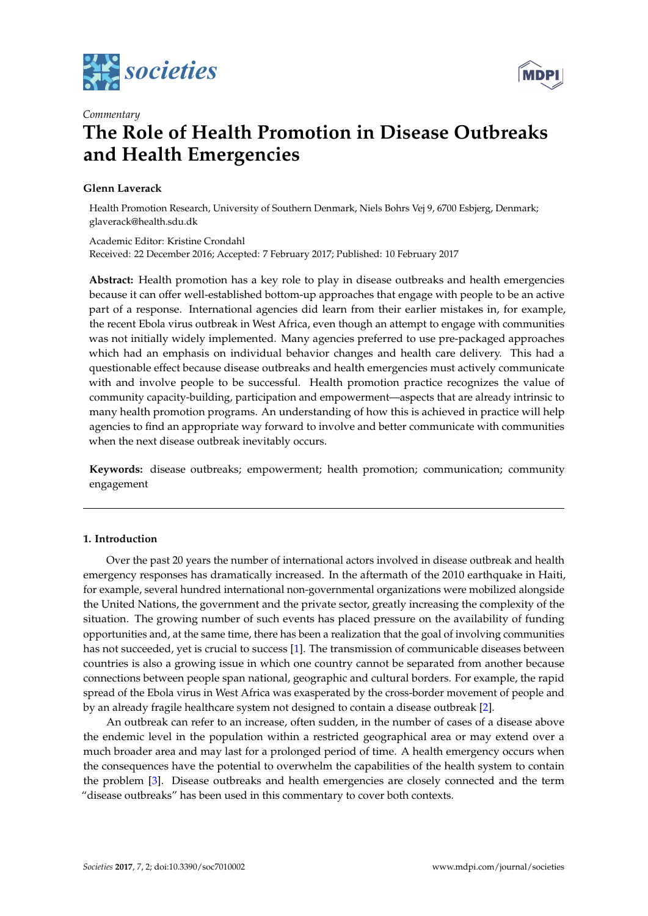*Commentary*

# The Role of Health Promotion in Disease Outbreaks and Health Emergencies

**Glenn Laverack**

Health Promotion Research, University of Southern Denmark, Niels Bohrs Vej 9, 6700 Esbjerg, Denmark; glaverack@health.sdu.dk

Academic Editor: Kristine Crondahl
Received: 22 December 2016; Accepted: 7 February 2017; Published: 10 February 2017

**Abstract:** Health promotion has a key role to play in disease outbreaks and health emergencies because it can offer well-established bottom-up approaches that engage with people to be an active part of a response. International agencies did learn from their earlier mistakes in, for example, the recent Ebola virus outbreak in West Africa, even though an attempt to engage with communities was not initially widely implemented. Many agencies preferred to use pre-packaged approaches which had an emphasis on individual behavior changes and health care delivery. This had a questionable effect because disease outbreaks and health emergencies must actively communicate with and involve people to be successful. Health promotion practice recognizes the value of community capacity-building, participation and empowerment—aspects that are already intrinsic to many health promotion programs. An understanding of how this is achieved in practice will help agencies to find an appropriate way forward to involve and better communicate with communities when the next disease outbreak inevitably occurs.

**Keywords:** disease outbreaks; empowerment; health promotion; communication; community engagement

## 1. Introduction

Over the past 20 years the number of international actors involved in disease outbreak and health emergency responses has dramatically increased. In the aftermath of the 2010 earthquake in Haiti, for example, several hundred international non-governmental organizations were mobilized alongside the United Nations, the government and the private sector, greatly increasing the complexity of the situation. The growing number of such events has placed pressure on the availability of funding opportunities and, at the same time, there has been a realization that the goal of involving communities has not succeeded, yet is crucial to success [1]. The transmission of communicable diseases between countries is also a growing issue in which one country cannot be separated from another because connections between people span national, geographic and cultural borders. For example, the rapid spread of the Ebola virus in West Africa was exasperated by the cross-border movement of people and by an already fragile healthcare system not designed to contain a disease outbreak [2].

An outbreak can refer to an increase, often sudden, in the number of cases of a disease above the endemic level in the population within a restricted geographical area or may extend over a much broader area and may last for a prolonged period of time. A health emergency occurs when the consequences have the potential to overwhelm the capabilities of the health system to contain the problem [3]. Disease outbreaks and health emergencies are closely connected and the term "disease outbreaks" has been used in this commentary to cover both contexts.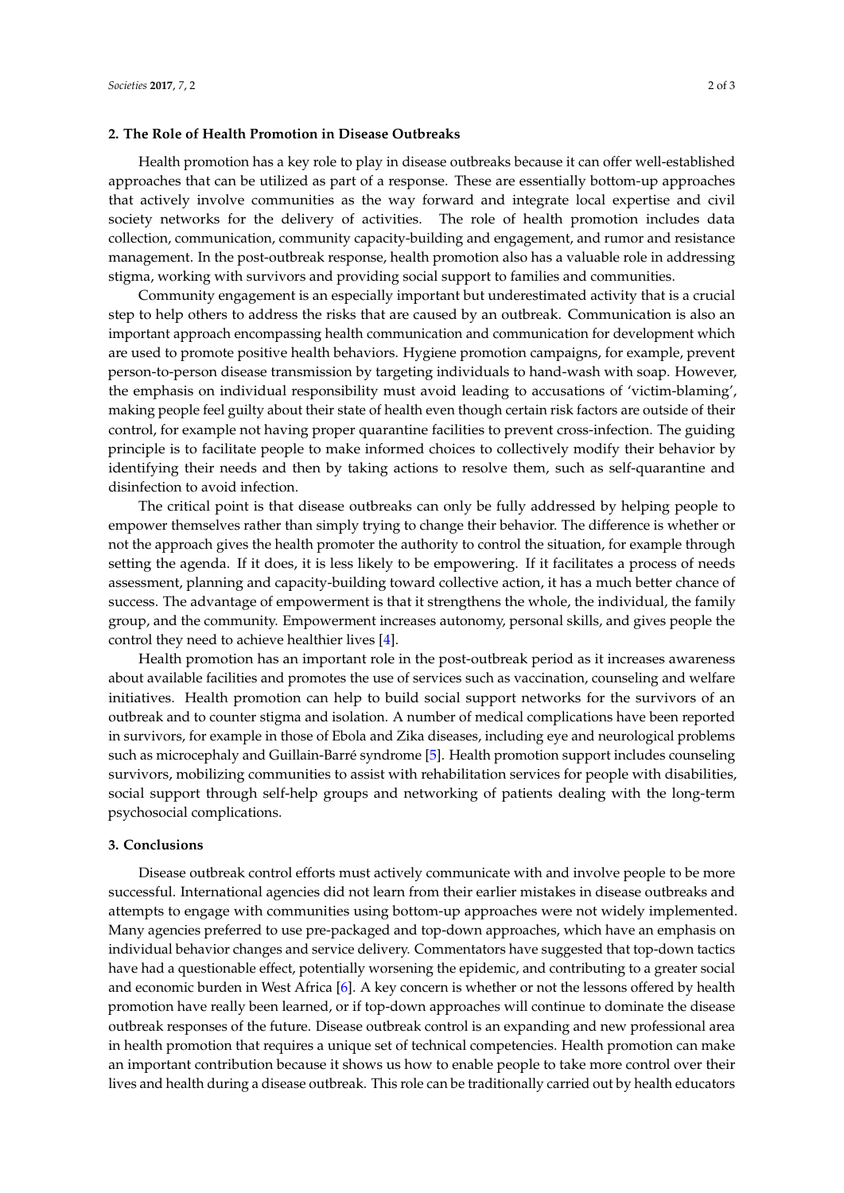## 2. The Role of Health Promotion in Disease Outbreaks

Health promotion has a key role to play in disease outbreaks because it can offer well-established approaches that can be utilized as part of a response. These are essentially bottom-up approaches that actively involve communities as the way forward and integrate local expertise and civil society networks for the delivery of activities. The role of health promotion includes data collection, communication, community capacity-building and engagement, and rumor and resistance management. In the post-outbreak response, health promotion also has a valuable role in addressing stigma, working with survivors and providing social support to families and communities.

Community engagement is an especially important but underestimated activity that is a crucial step to help others to address the risks that are caused by an outbreak. Communication is also an important approach encompassing health communication and communication for development which are used to promote positive health behaviors. Hygiene promotion campaigns, for example, prevent person-to-person disease transmission by targeting individuals to hand-wash with soap. However, the emphasis on individual responsibility must avoid leading to accusations of 'victim-blaming', making people feel guilty about their state of health even though certain risk factors are outside of their control, for example not having proper quarantine facilities to prevent cross-infection. The guiding principle is to facilitate people to make informed choices to collectively modify their behavior by identifying their needs and then by taking actions to resolve them, such as self-quarantine and disinfection to avoid infection.

The critical point is that disease outbreaks can only be fully addressed by helping people to empower themselves rather than simply trying to change their behavior. The difference is whether or not the approach gives the health promoter the authority to control the situation, for example through setting the agenda. If it does, it is less likely to be empowering. If it facilitates a process of needs assessment, planning and capacity-building toward collective action, it has a much better chance of success. The advantage of empowerment is that it strengthens the whole, the individual, the family group, and the community. Empowerment increases autonomy, personal skills, and gives people the control they need to achieve healthier lives [4].

Health promotion has an important role in the post-outbreak period as it increases awareness about available facilities and promotes the use of services such as vaccination, counseling and welfare initiatives. Health promotion can help to build social support networks for the survivors of an outbreak and to counter stigma and isolation. A number of medical complications have been reported in survivors, for example in those of Ebola and Zika diseases, including eye and neurological problems such as microcephaly and Guillain-Barré syndrome [5]. Health promotion support includes counseling survivors, mobilizing communities to assist with rehabilitation services for people with disabilities, social support through self-help groups and networking of patients dealing with the long-term psychosocial complications.

## 3. Conclusions

Disease outbreak control efforts must actively communicate with and involve people to be more successful. International agencies did not learn from their earlier mistakes in disease outbreaks and attempts to engage with communities using bottom-up approaches were not widely implemented. Many agencies preferred to use pre-packaged and top-down approaches, which have an emphasis on individual behavior changes and service delivery. Commentators have suggested that top-down tactics have had a questionable effect, potentially worsening the epidemic, and contributing to a greater social and economic burden in West Africa [6]. A key concern is whether or not the lessons offered by health promotion have really been learned, or if top-down approaches will continue to dominate the disease outbreak responses of the future. Disease outbreak control is an expanding and new professional area in health promotion that requires a unique set of technical competencies. Health promotion can make an important contribution because it shows us how to enable people to take more control over their lives and health during a disease outbreak. This role can be traditionally carried out by health educators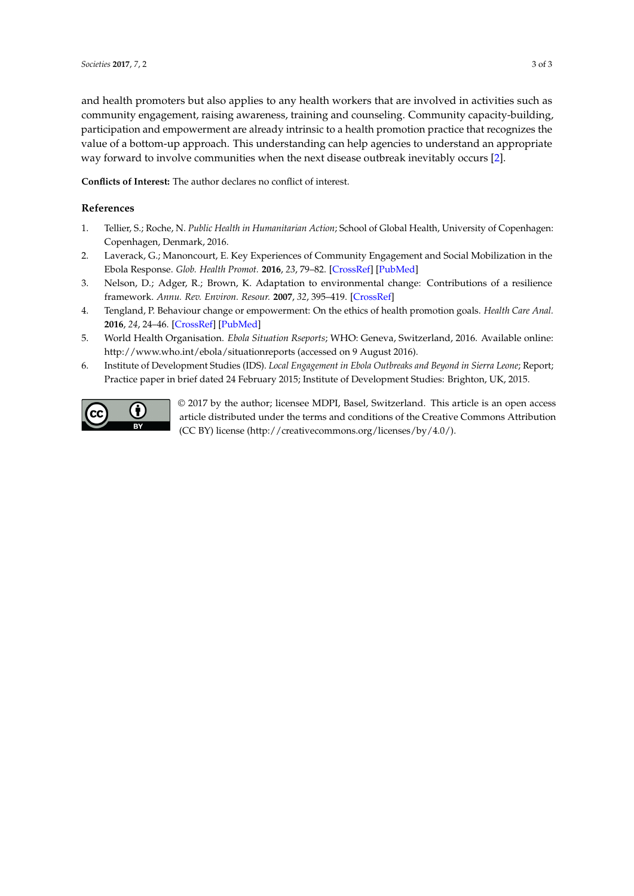and health promoters but also applies to any health workers that are involved in activities such as community engagement, raising awareness, training and counseling. Community capacity-building, participation and empowerment are already intrinsic to a health promotion practice that recognizes the value of a bottom-up approach. This understanding can help agencies to understand an appropriate way forward to involve communities when the next disease outbreak inevitably occurs [2].

**Conflicts of Interest:** The author declares no conflict of interest.

## References

1. Tellier, S.; Roche, N. *Public Health in Humanitarian Action*; School of Global Health, University of Copenhagen: Copenhagen, Denmark, 2016.
2. Laverack, G.; Manoncourt, E. Key Experiences of Community Engagement and Social Mobilization in the Ebola Response. *Glob. Health Promot.* **2016**, *23*, 79–82. [CrossRef] [PubMed]
3. Nelson, D.; Adger, R.; Brown, K. Adaptation to environmental change: Contributions of a resilience framework. *Annu. Rev. Environ. Resour.* **2007**, *32*, 395–419. [CrossRef]
4. Tengland, P. Behaviour change or empowerment: On the ethics of health promotion goals. *Health Care Anal.* **2016**, *24*, 24–46. [CrossRef] [PubMed]
5. World Health Organisation. *Ebola Situation Rseports*; WHO: Geneva, Switzerland, 2016. Available online: http://www.who.int/ebola/situationreports (accessed on 9 August 2016).
6. Institute of Development Studies (IDS). *Local Engagement in Ebola Outbreaks and Beyond in Sierra Leone*; Report; Practice paper in brief dated 24 February 2015; Institute of Development Studies: Brighton, UK, 2015.

© 2017 by the author; licensee MDPI, Basel, Switzerland. This article is an open access article distributed under the terms and conditions of the Creative Commons Attribution (CC BY) license (http://creativecommons.org/licenses/by/4.0/).